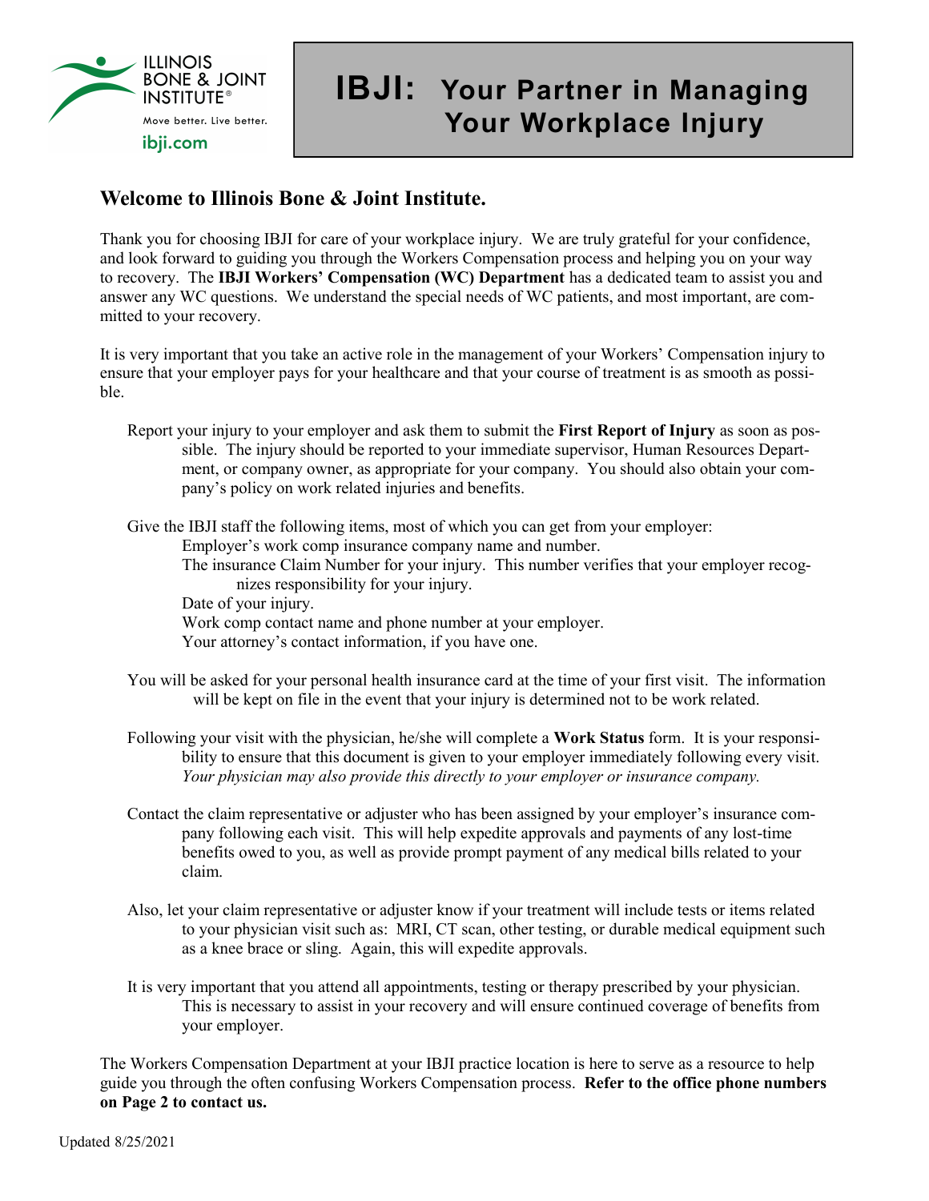ILLINOIS BONE & JOINT INSTITUTE®

Move better. Live better.

ibji.com

# IBJI: Your Partner in Managing Your Workplace Injury

## Welcome to Illinois Bone & Joint Institute.

Thank you for choosing IBJI for care of your workplace injury. We are truly grateful for your confidence, and look forward to guiding you through the Workers Compensation process and helping you on your way to recovery. The **IBJI Workers' Compensation (WC) Department** has a dedicated team to assist you and answer any WC questions. We understand the special needs of WC patients, and most important, are committed to your recovery.

It is very important that you take an active role in the management of your Workers' Compensation injury to ensure that your employer pays for your healthcare and that your course of treatment is as smooth as possible.

Report your injury to your employer and ask them to submit the **First Report of Injury** as soon as possible. The injury should be reported to your immediate supervisor, Human Resources Department, or company owner, as appropriate for your company. You should also obtain your company's policy on work related injuries and benefits.

Give the IBJI staff the following items, most of which you can get from your employer:

- Employer's work comp insurance company name and number.
- The insurance Claim Number for your injury. This number verifies that your employer recognizes responsibility for your injury.
- Date of your injury.
- Work comp contact name and phone number at your employer.
- Your attorney's contact information, if you have one.

You will be asked for your personal health insurance card at the time of your first visit. The information will be kept on file in the event that your injury is determined not to be work related.

Following your visit with the physician, he/she will complete a **Work Status** form. It is your responsibility to ensure that this document is given to your employer immediately following every visit. *Your physician may also provide this directly to your employer or insurance company.*

Contact the claim representative or adjuster who has been assigned by your employer's insurance company following each visit. This will help expedite approvals and payments of any lost-time benefits owed to you, as well as provide prompt payment of any medical bills related to your claim.

Also, let your claim representative or adjuster know if your treatment will include tests or items related to your physician visit such as: MRI, CT scan, other testing, or durable medical equipment such as a knee brace or sling. Again, this will expedite approvals.

It is very important that you attend all appointments, testing or therapy prescribed by your physician. This is necessary to assist in your recovery and will ensure continued coverage of benefits from your employer.

The Workers Compensation Department at your IBJI practice location is here to serve as a resource to help guide you through the often confusing Workers Compensation process. **Refer to the office phone numbers on Page 2 to contact us.**

Updated 8/25/2021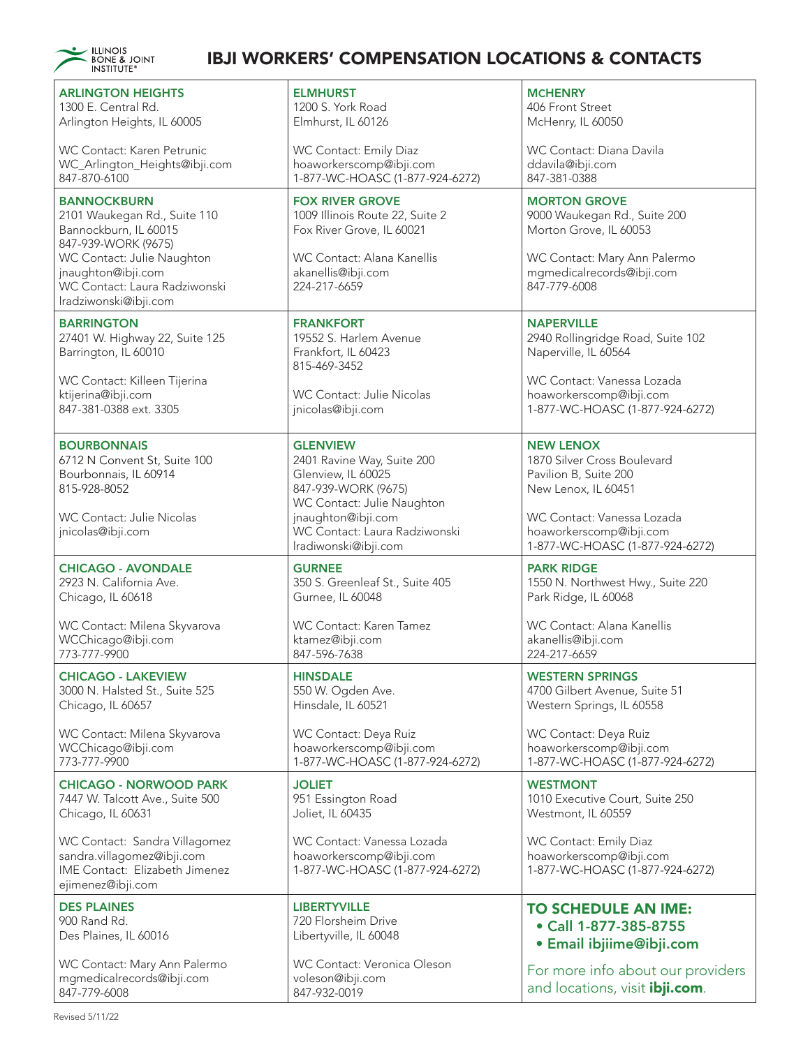# IBJI WORKERS' COMPENSATION LOCATIONS & CONTACTS

**ARLINGTON HEIGHTS**
1300 E. Central Rd.
Arlington Heights, IL 60005

WC Contact: Karen Petrunic
WC_Arlington_Heights@ibji.com
847-870-6100

**BANNOCKBURN**
2101 Waukegan Rd., Suite 110
Bannockburn, IL 60015
847-939-WORK (9675)
WC Contact: Julie Naughton
jnaughton@ibji.com
WC Contact: Laura Radziwonski
lradziwonski@ibji.com

**BARRINGTON**
27401 W. Highway 22, Suite 125
Barrington, IL 60010

WC Contact: Killeen Tijerina
ktijerina@ibji.com
847-381-0388 ext. 3305

**BOURBONNAIS**
6712 N Convent St, Suite 100
Bourbonnais, IL 60914
815-928-8052

WC Contact: Julie Nicolas
jnicolas@ibji.com

**CHICAGO - AVONDALE**
2923 N. California Ave.
Chicago, IL 60618

WC Contact: Milena Skyvarova
WCChicago@ibji.com
773-777-9900

**CHICAGO - LAKEVIEW**
3000 N. Halsted St., Suite 525
Chicago, IL 60657

WC Contact: Milena Skyvarova
WCChicago@ibji.com
773-777-9900

**CHICAGO - NORWOOD PARK**
7447 W. Talcott Ave., Suite 500
Chicago, IL 60631

WC Contact: Sandra Villagomez
sandra.villagomez@ibji.com
IME Contact: Elizabeth Jimenez
ejimenez@ibji.com

**DES PLAINES**
900 Rand Rd.
Des Plaines, IL 60016

WC Contact: Mary Ann Palermo
mgmedicalrecords@ibji.com
847-779-6008

**ELMHURST**
1200 S. York Road
Elmhurst, IL 60126

WC Contact: Emily Diaz
hoaworkerscomp@ibji.com
1-877-WC-HOASC (1-877-924-6272)

**FOX RIVER GROVE**
1009 Illinois Route 22, Suite 2
Fox River Grove, IL 60021

WC Contact: Alana Kanellis
akanellis@ibji.com
224-217-6659

**FRANKFORT**
19552 S. Harlem Avenue
Frankfort, IL 60423
815-469-3452

WC Contact: Julie Nicolas
jnicolas@ibji.com

**GLENVIEW**
2401 Ravine Way, Suite 200
Glenview, IL 60025
847-939-WORK (9675)
WC Contact: Julie Naughton
jnaughton@ibji.com
WC Contact: Laura Radziwonski
lradiwonski@ibji.com

**GURNEE**
350 S. Greenleaf St., Suite 405
Gurnee, IL 60048

WC Contact: Karen Tamez
ktamez@ibji.com
847-596-7638

**HINSDALE**
550 W. Ogden Ave.
Hinsdale, IL 60521

WC Contact: Deya Ruiz
hoaworkerscomp@ibji.com
1-877-WC-HOASC (1-877-924-6272)

**JOLIET**
951 Essington Road
Joliet, IL 60435

WC Contact: Vanessa Lozada
hoaworkerscomp@ibji.com
1-877-WC-HOASC (1-877-924-6272)

**LIBERTYVILLE**
720 Florsheim Drive
Libertyville, IL 60048

WC Contact: Veronica Oleson
voleson@ibji.com
847-932-0019

**MCHENRY**
406 Front Street
McHenry, IL 60050

WC Contact: Diana Davila
ddavila@ibji.com
847-381-0388

**MORTON GROVE**
9000 Waukegan Rd., Suite 200
Morton Grove, IL 60053

WC Contact: Mary Ann Palermo
mgmedicalrecords@ibji.com
847-779-6008

**NAPERVILLE**
2940 Rollingridge Road, Suite 102
Naperville, IL 60564

WC Contact: Vanessa Lozada
hoaworkerscomp@ibji.com
1-877-WC-HOASC (1-877-924-6272)

**NEW LENOX**
1870 Silver Cross Boulevard
Pavilion B, Suite 200
New Lenox, IL 60451

WC Contact: Vanessa Lozada
hoaworkerscomp@ibji.com
1-877-WC-HOASC (1-877-924-6272)

**PARK RIDGE**
1550 N. Northwest Hwy., Suite 220
Park Ridge, IL 60068

WC Contact: Alana Kanellis
akanellis@ibji.com
224-217-6659

**WESTERN SPRINGS**
4700 Gilbert Avenue, Suite 51
Western Springs, IL 60558

WC Contact: Deya Ruiz
hoaworkerscomp@ibji.com
1-877-WC-HOASC (1-877-924-6272)

**WESTMONT**
1010 Executive Court, Suite 250
Westmont, IL 60559

WC Contact: Emily Diaz
hoaworkerscomp@ibji.com
1-877-WC-HOASC (1-877-924-6272)

## TO SCHEDULE AN IME:

- **Call 1-877-385-8755**
- **Email ibjiime@ibji.com**

For more info about our providers and locations, visit **ibji.com**.

Revised 5/11/22